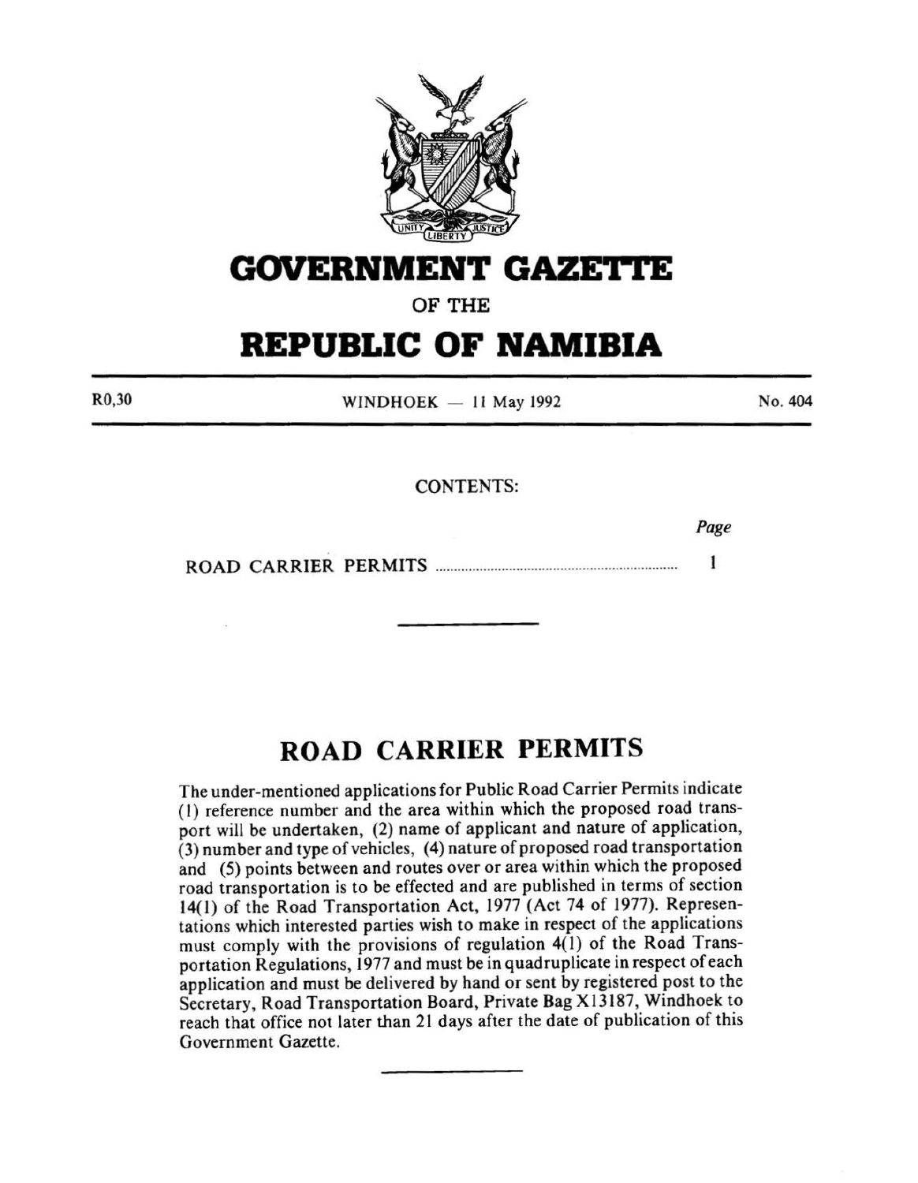# GOVERNMENT GAZETTE

OF THE

# REPUBLIC OF NAMIBIA

R0,30 | WINDHOEK — 11 May 1992 | No. 404

CONTENTS:

| | Page |
|---|---|
| ROAD CARRIER PERMITS | 1 |

---

## ROAD CARRIER PERMITS

The under-mentioned applications for Public Road Carrier Permits indicate (1) reference number and the area within which the proposed road transport will be undertaken, (2) name of applicant and nature of application, (3) number and type of vehicles, (4) nature of proposed road transportation and (5) points between and routes over or area within which the proposed road transportation is to be effected and are published in terms of section 14(1) of the Road Transportation Act, 1977 (Act 74 of 1977). Representations which interested parties wish to make in respect of the applications must comply with the provisions of regulation 4(1) of the Road Transportation Regulations, 1977 and must be in quadruplicate in respect of each application and must be delivered by hand or sent by registered post to the Secretary, Road Transportation Board, Private Bag X13187, Windhoek to reach that office not later than 21 days after the date of publication of this Government Gazette.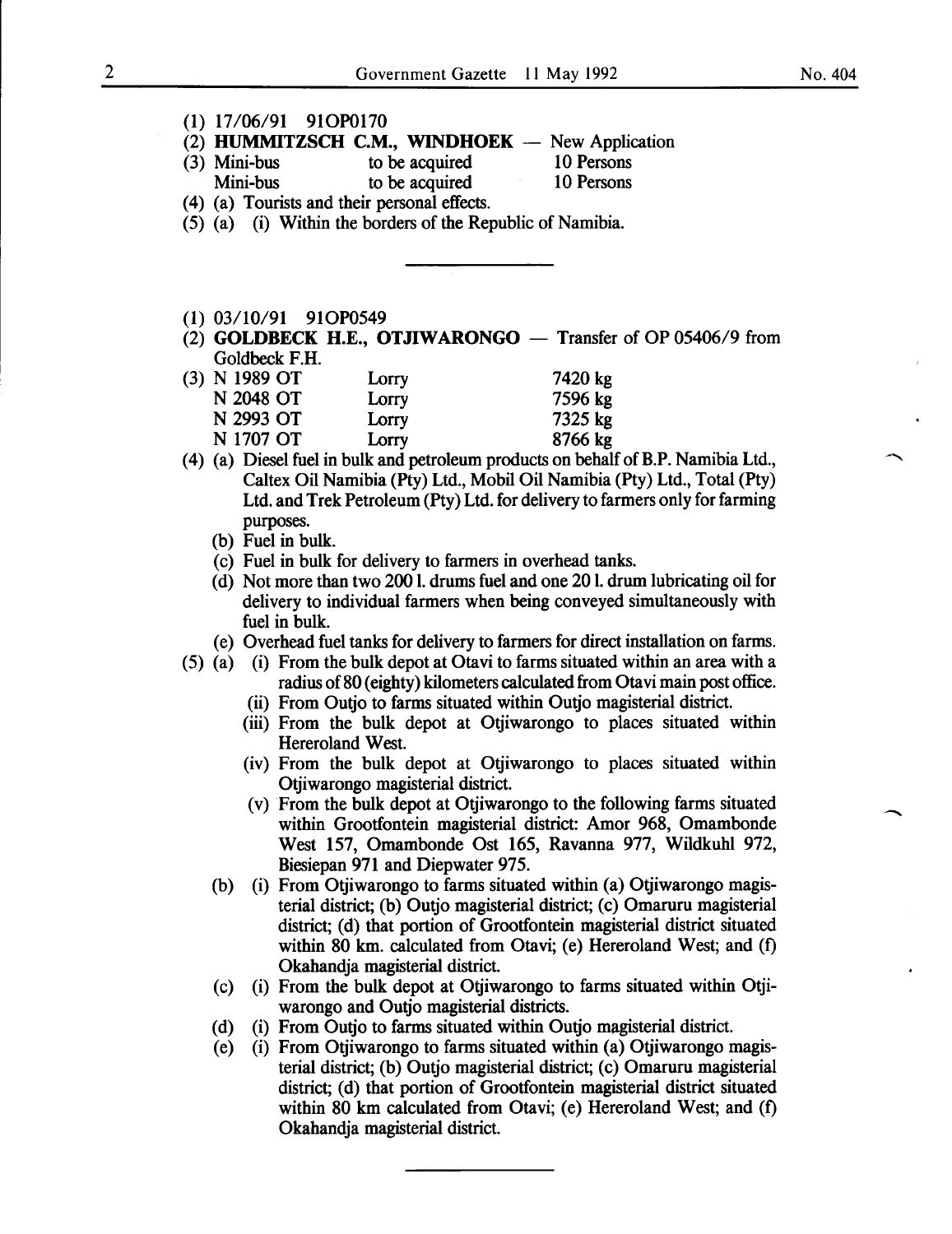(1) 17/06/91 91OP0170

(2) **HUMMITZSCH C.M., WINDHOEK** — New Application

(3)

| | | |
|---|---|---|
| Mini-bus | to be acquired | 10 Persons |
| Mini-bus | to be acquired | 10 Persons |

(4) (a) Tourists and their personal effects.

(5) (a) (i) Within the borders of the Republic of Namibia.

---

(1) 03/10/91 91OP0549

(2) **GOLDBECK H.E., OTJIWARONGO** — Transfer of OP 05406/9 from Goldbeck F.H.

(3)

| | | |
|---|---|---|
| N 1989 OT | Lorry | 7420 kg |
| N 2048 OT | Lorry | 7596 kg |
| N 2993 OT | Lorry | 7325 kg |
| N 1707 OT | Lorry | 8766 kg |

(4) (a) Diesel fuel in bulk and petroleum products on behalf of B.P. Namibia Ltd., Caltex Oil Namibia (Pty) Ltd., Mobil Oil Namibia (Pty) Ltd., Total (Pty) Ltd. and Trek Petroleum (Pty) Ltd. for delivery to farmers only for farming purposes.

(b) Fuel in bulk.

(c) Fuel in bulk for delivery to farmers in overhead tanks.

(d) Not more than two 200 l. drums fuel and one 20 l. drum lubricating oil for delivery to individual farmers when being conveyed simultaneously with fuel in bulk.

(e) Overhead fuel tanks for delivery to farmers for direct installation on farms.

(5) (a) (i) From the bulk depot at Otavi to farms situated within an area with a radius of 80 (eighty) kilometers calculated from Otavi main post office.

(ii) From Outjo to farms situated within Outjo magisterial district.

(iii) From the bulk depot at Otjiwarongo to places situated within Hereroland West.

(iv) From the bulk depot at Otjiwarongo to places situated within Otjiwarongo magisterial district.

(v) From the bulk depot at Otjiwarongo to the following farms situated within Grootfontein magisterial district: Amor 968, Omambonde West 157, Omambonde Ost 165, Ravanna 977, Wildkuhl 972, Biesiepan 971 and Diepwater 975.

(b) (i) From Otjiwarongo to farms situated within (a) Otjiwarongo magisterial district; (b) Outjo magisterial district; (c) Omaruru magisterial district; (d) that portion of Grootfontein magisterial district situated within 80 km. calculated from Otavi; (e) Hereroland West; and (f) Okahandja magisterial district.

(c) (i) From the bulk depot at Otjiwarongo to farms situated within Otjiwarongo and Outjo magisterial districts.

(d) (i) From Outjo to farms situated within Outjo magisterial district.

(e) (i) From Otjiwarongo to farms situated within (a) Otjiwarongo magisterial district; (b) Outjo magisterial district; (c) Omaruru magisterial district; (d) that portion of Grootfontein magisterial district situated within 80 km calculated from Otavi; (e) Hereroland West; and (f) Okahandja magisterial district.

---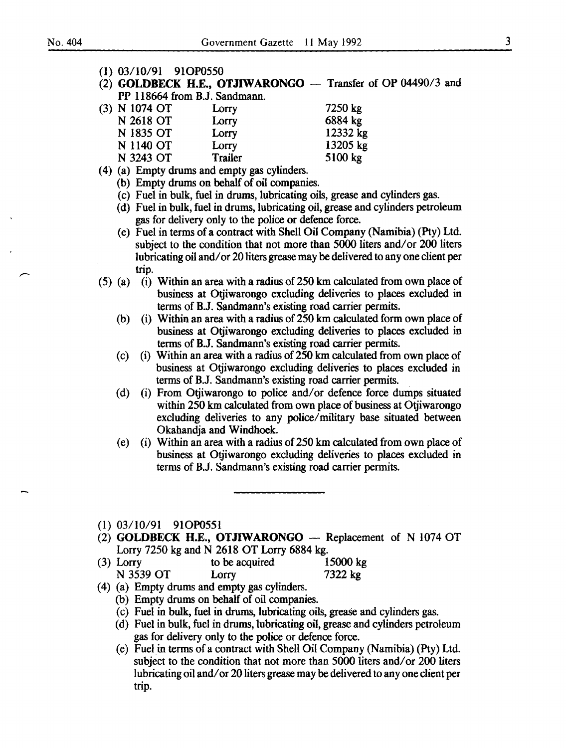(1) 03/10/91 91OP0550

(2) **GOLDBECK H.E., OTJIWARONGO** — Transfer of OP 04490/3 and PP 118664 from B.J. Sandmann.

(3)

| | | |
|---|---|---|
| N 1074 OT | Lorry | 7250 kg |
| N 2618 OT | Lorry | 6884 kg |
| N 1835 OT | Lorry | 12332 kg |
| N 1140 OT | Lorry | 13205 kg |
| N 3243 OT | Trailer | 5100 kg |

(4) (a) Empty drums and empty gas cylinders.

(b) Empty drums on behalf of oil companies.

(c) Fuel in bulk, fuel in drums, lubricating oils, grease and cylinders gas.

(d) Fuel in bulk, fuel in drums, lubricating oil, grease and cylinders petroleum gas for delivery only to the police or defence force.

(e) Fuel in terms of a contract with Shell Oil Company (Namibia) (Pty) Ltd. subject to the condition that not more than 5000 liters and/or 200 liters lubricating oil and/or 20 liters grease may be delivered to any one client per trip.

(5) (a) (i) Within an area with a radius of 250 km calculated from own place of business at Otjiwarongo excluding deliveries to places excluded in terms of B.J. Sandmann's existing road carrier permits.

(b) (i) Within an area with a radius of 250 km calculated form own place of business at Otjiwarongo excluding deliveries to places excluded in terms of B.J. Sandmann's existing road carrier permits.

(c) (i) Within an area with a radius of 250 km calculated from own place of business at Otjiwarongo excluding deliveries to places excluded in terms of B.J. Sandmann's existing road carrier permits.

(d) (i) From Otjiwarongo to police and/or defence force dumps situated within 250 km calculated from own place of business at Otjiwarongo excluding deliveries to any police/military base situated between Okahandja and Windhoek.

(e) (i) Within an area with a radius of 250 km calculated from own place of business at Otjiwarongo excluding deliveries to places excluded in terms of B.J. Sandmann's existing road carrier permits.

---

(1) 03/10/91 91OP0551

(2) **GOLDBECK H.E., OTJIWARONGO** — Replacement of N 1074 OT Lorry 7250 kg and N 2618 OT Lorry 6884 kg.

(3)

| | | |
|---|---|---|
| Lorry | to be acquired | 15000 kg |
| N 3539 OT | Lorry | 7322 kg |

(4) (a) Empty drums and empty gas cylinders.

(b) Empty drums on behalf of oil companies.

(c) Fuel in bulk, fuel in drums, lubricating oils, grease and cylinders gas.

(d) Fuel in bulk, fuel in drums, lubricating oil, grease and cylinders petroleum gas for delivery only to the police or defence force.

(e) Fuel in terms of a contract with Shell Oil Company (Namibia) (Pty) Ltd. subject to the condition that not more than 5000 liters and/or 200 liters lubricating oil and/or 20 liters grease may be delivered to any one client per trip.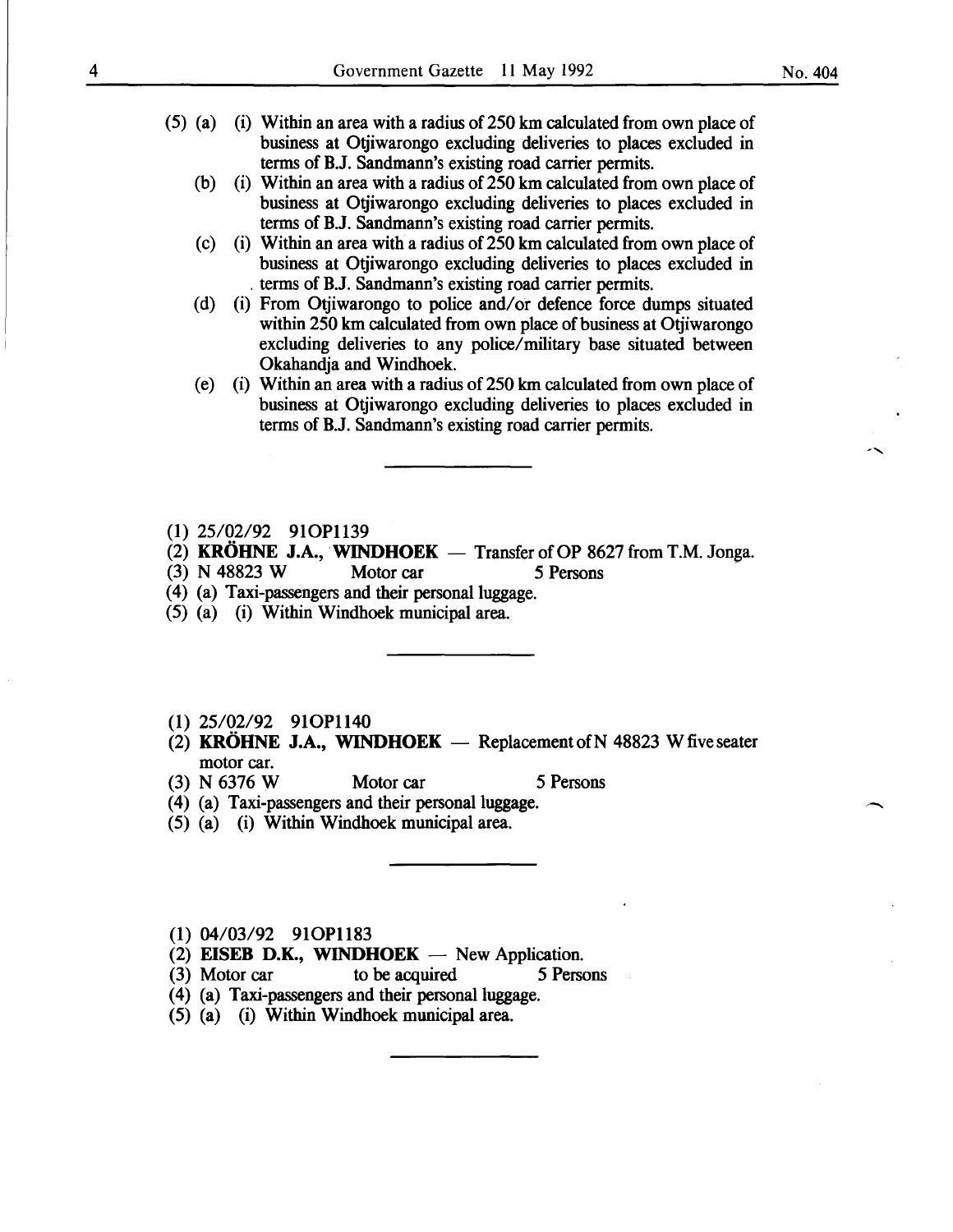(5) (a) (i) Within an area with a radius of 250 km calculated from own place of business at Otjiwarongo excluding deliveries to places excluded in terms of B.J. Sandmann's existing road carrier permits.

(b) (i) Within an area with a radius of 250 km calculated from own place of business at Otjiwarongo excluding deliveries to places excluded in terms of B.J. Sandmann's existing road carrier permits.

(c) (i) Within an area with a radius of 250 km calculated from own place of business at Otjiwarongo excluding deliveries to places excluded in terms of B.J. Sandmann's existing road carrier permits.

(d) (i) From Otjiwarongo to police and/or defence force dumps situated within 250 km calculated from own place of business at Otjiwarongo excluding deliveries to any police/military base situated between Okahandja and Windhoek.

(e) (i) Within an area with a radius of 250 km calculated from own place of business at Otjiwarongo excluding deliveries to places excluded in terms of B.J. Sandmann's existing road carrier permits.

---

(1) 25/02/92 91OP1139

(2) **KRÖHNE J.A., WINDHOEK** — Transfer of OP 8627 from T.M. Jonga.

(3) N 48823 W Motor car 5 Persons

(4) (a) Taxi-passengers and their personal luggage.

(5) (a) (i) Within Windhoek municipal area.

---

(1) 25/02/92 91OP1140

(2) **KRÖHNE J.A., WINDHOEK** — Replacement of N 48823 W five seater motor car.

(3) N 6376 W Motor car 5 Persons

(4) (a) Taxi-passengers and their personal luggage.

(5) (a) (i) Within Windhoek municipal area.

---

(1) 04/03/92 91OP1183

(2) **EISEB D.K., WINDHOEK** — New Application.

(3) Motor car to be acquired 5 Persons

(4) (a) Taxi-passengers and their personal luggage.

(5) (a) (i) Within Windhoek municipal area.

---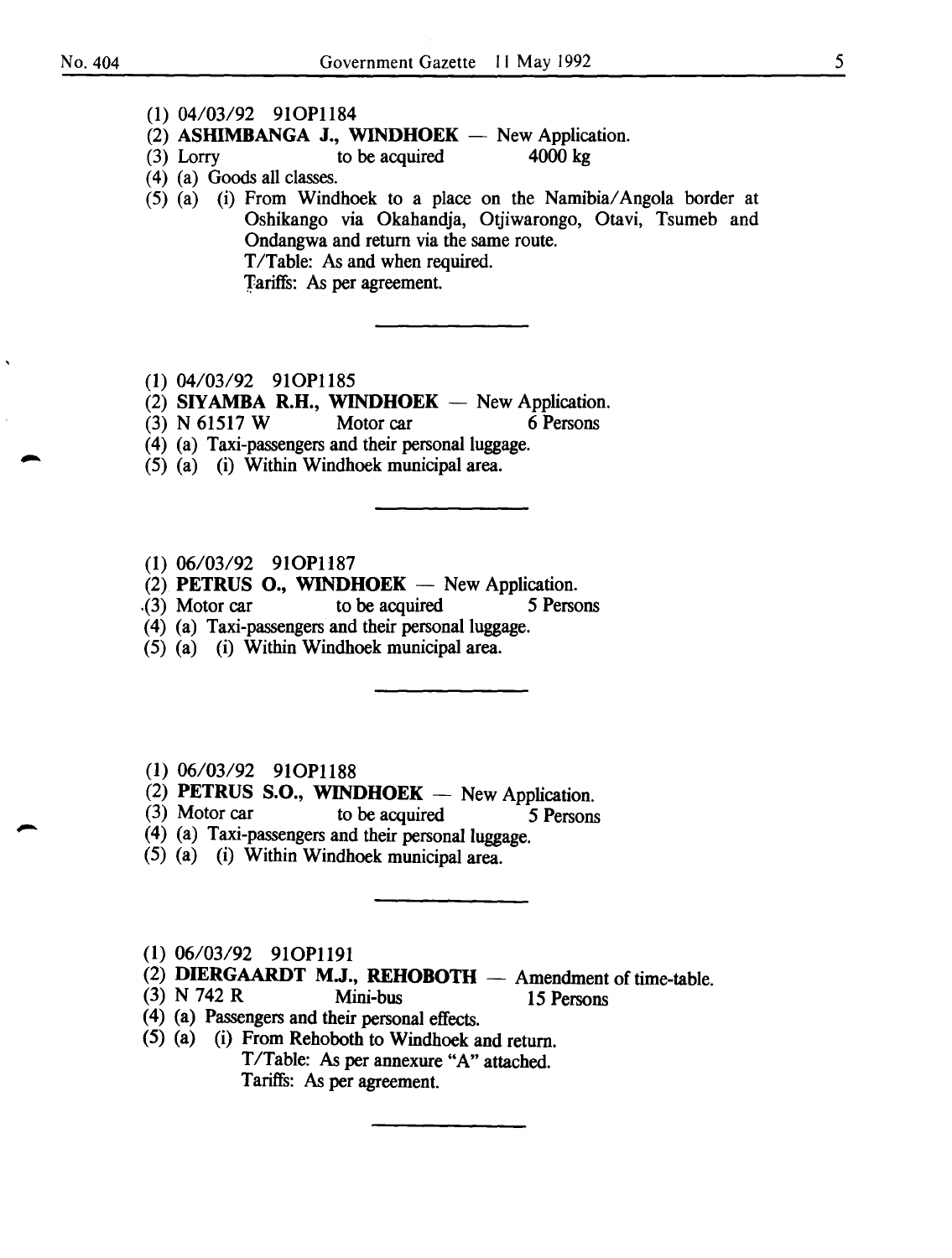(1) 04/03/92 91OP1184

(2) **ASHIMBANGA J., WINDHOEK** — New Application.

(3) Lorry to be acquired 4000 kg

(4) (a) Goods all classes.

(5) (a) (i) From Windhoek to a place on the Namibia/Angola border at Oshikango via Okahandja, Otjiwarongo, Otavi, Tsumeb and Ondangwa and return via the same route.
T/Table: As and when required.
Tariffs: As per agreement.

---

(1) 04/03/92 91OP1185

(2) **SIYAMBA R.H., WINDHOEK** — New Application.

(3) N 61517 W Motor car 6 Persons

(4) (a) Taxi-passengers and their personal luggage.

(5) (a) (i) Within Windhoek municipal area.

---

(1) 06/03/92 91OP1187

(2) **PETRUS O., WINDHOEK** — New Application.

(3) Motor car to be acquired 5 Persons

(4) (a) Taxi-passengers and their personal luggage.

(5) (a) (i) Within Windhoek municipal area.

---

(1) 06/03/92 91OP1188

(2) **PETRUS S.O., WINDHOEK** — New Application.

(3) Motor car to be acquired 5 Persons

(4) (a) Taxi-passengers and their personal luggage.

(5) (a) (i) Within Windhoek municipal area.

---

(1) 06/03/92 91OP1191

(2) **DIERGAARDT M.J., REHOBOTH** — Amendment of time-table.

(3) N 742 R Mini-bus 15 Persons

(4) (a) Passengers and their personal effects.

(5) (a) (i) From Rehoboth to Windhoek and return.
T/Table: As per annexure "A" attached.
Tariffs: As per agreement.

---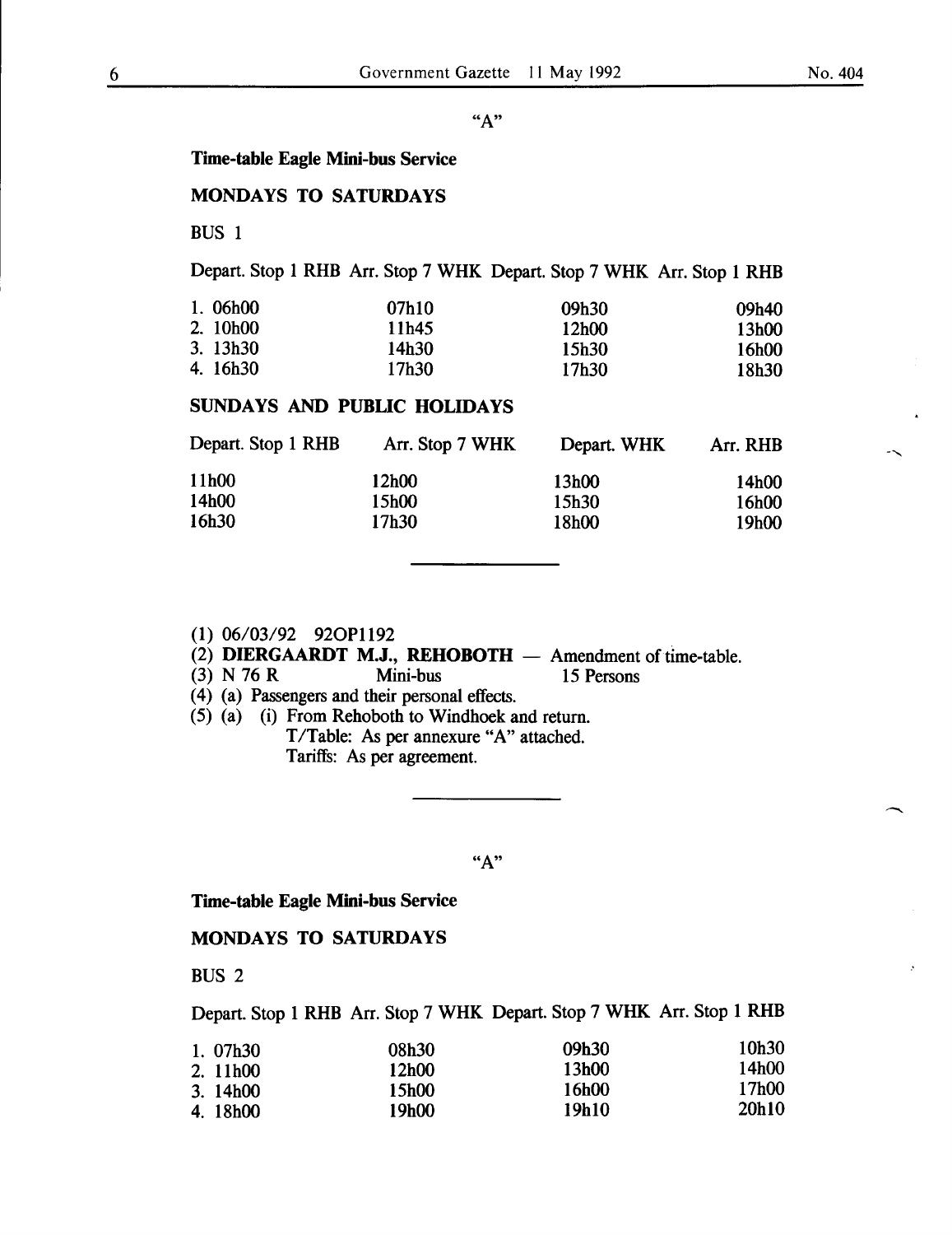"A"

**Time-table Eagle Mini-bus Service**

**MONDAYS TO SATURDAYS**

BUS 1

| Depart. Stop 1 RHB | Arr. Stop 7 WHK | Depart. Stop 7 WHK | Arr. Stop 1 RHB |
|---|---|---|---|
| 1. 06h00 | 07h10 | 09h30 | 09h40 |
| 2. 10h00 | 11h45 | 12h00 | 13h00 |
| 3. 13h30 | 14h30 | 15h30 | 16h00 |
| 4. 16h30 | 17h30 | 17h30 | 18h30 |

**SUNDAYS AND PUBLIC HOLIDAYS**

| Depart. Stop 1 RHB | Arr. Stop 7 WHK | Depart. WHK | Arr. RHB |
|---|---|---|---|
| 11h00 | 12h00 | 13h00 | 14h00 |
| 14h00 | 15h00 | 15h30 | 16h00 |
| 16h30 | 17h30 | 18h00 | 19h00 |

---

(1) 06/03/92 92OP1192
(2) **DIERGAARDT M.J., REHOBOTH** — Amendment of time-table.
(3) N 76 R Mini-bus 15 Persons
(4) (a) Passengers and their personal effects.
(5) (a) (i) From Rehoboth to Windhoek and return.
T/Table: As per annexure "A" attached.
Tariffs: As per agreement.

---

"A"

**Time-table Eagle Mini-bus Service**

**MONDAYS TO SATURDAYS**

BUS 2

| Depart. Stop 1 RHB | Arr. Stop 7 WHK | Depart. Stop 7 WHK | Arr. Stop 1 RHB |
|---|---|---|---|
| 1. 07h30 | 08h30 | 09h30 | 10h30 |
| 2. 11h00 | 12h00 | 13h00 | 14h00 |
| 3. 14h00 | 15h00 | 16h00 | 17h00 |
| 4. 18h00 | 19h00 | 19h10 | 20h10 |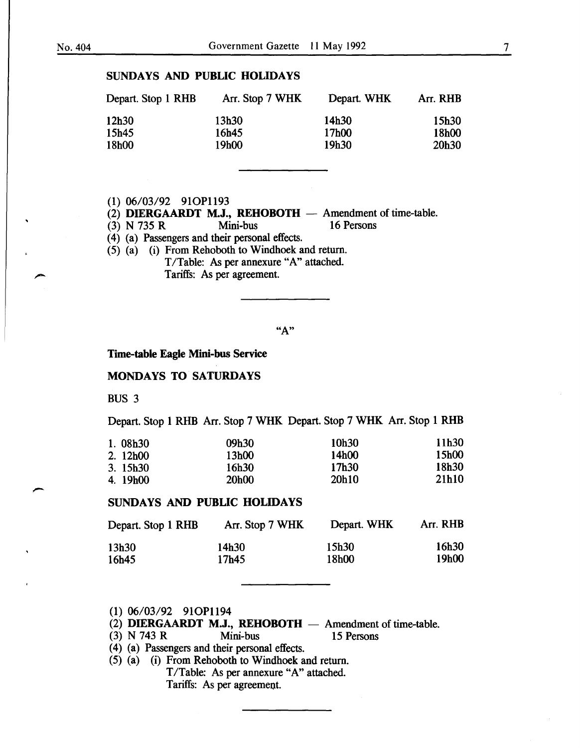### SUNDAYS AND PUBLIC HOLIDAYS

| Depart. Stop 1 RHB | Arr. Stop 7 WHK | Depart. WHK | Arr. RHB |
|---|---|---|---|
| 12h30 | 13h30 | 14h30 | 15h30 |
| 15h45 | 16h45 | 17h00 | 18h00 |
| 18h00 | 19h00 | 19h30 | 20h30 |

---

(1) 06/03/92 91OP1193
(2) **DIERGAARDT M.J., REHOBOTH** — Amendment of time-table.
(3) N 735 R Mini-bus 16 Persons
(4) (a) Passengers and their personal effects.
(5) (a) (i) From Rehoboth to Windhoek and return.
T/Table: As per annexure "A" attached.
Tariffs: As per agreement.

---

"A"

**Time-table Eagle Mini-bus Service**

### MONDAYS TO SATURDAYS

BUS 3

| Depart. Stop 1 RHB | Arr. Stop 7 WHK | Depart. Stop 7 WHK | Arr. Stop 1 RHB |
|---|---|---|---|
| 1. 08h30 | 09h30 | 10h30 | 11h30 |
| 2. 12h00 | 13h00 | 14h00 | 15h00 |
| 3. 15h30 | 16h30 | 17h30 | 18h30 |
| 4. 19h00 | 20h00 | 20h10 | 21h10 |

### SUNDAYS AND PUBLIC HOLIDAYS

| Depart. Stop 1 RHB | Arr. Stop 7 WHK | Depart. WHK | Arr. RHB |
|---|---|---|---|
| 13h30 | 14h30 | 15h30 | 16h30 |
| 16h45 | 17h45 | 18h00 | 19h00 |

---

(1) 06/03/92 91OP1194
(2) **DIERGAARDT M.J., REHOBOTH** — Amendment of time-table.
(3) N 743 R Mini-bus 15 Persons
(4) (a) Passengers and their personal effects.
(5) (a) (i) From Rehoboth to Windhoek and return.
T/Table: As per annexure "A" attached.
Tariffs: As per agreement.

---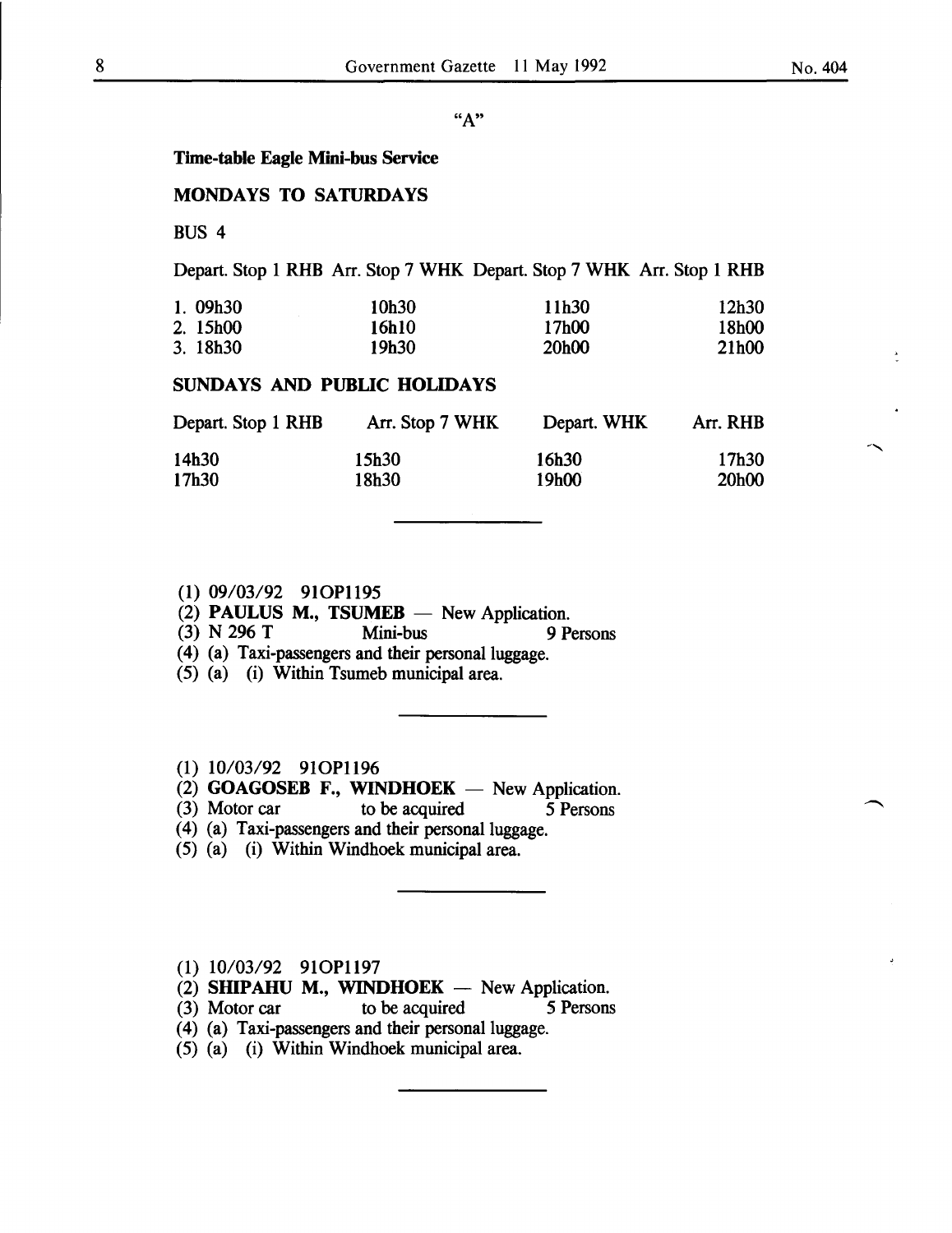"A"

**Time-table Eagle Mini-bus Service**

**MONDAYS TO SATURDAYS**

BUS 4

| Depart. Stop 1 RHB | Arr. Stop 7 WHK | Depart. Stop 7 WHK | Arr. Stop 1 RHB |
|---|---|---|---|
| 1. 09h30 | 10h30 | 11h30 | 12h30 |
| 2. 15h00 | 16h10 | 17h00 | 18h00 |
| 3. 18h30 | 19h30 | 20h00 | 21h00 |

**SUNDAYS AND PUBLIC HOLIDAYS**

| Depart. Stop 1 RHB | Arr. Stop 7 WHK | Depart. WHK | Arr. RHB |
|---|---|---|---|
| 14h30 | 15h30 | 16h30 | 17h30 |
| 17h30 | 18h30 | 19h00 | 20h00 |

---

(1) 09/03/92 91OP1195
(2) **PAULUS M., TSUMEB** — New Application.
(3) N 296 T Mini-bus 9 Persons
(4) (a) Taxi-passengers and their personal luggage.
(5) (a) (i) Within Tsumeb municipal area.

---

(1) 10/03/92 91OP1196
(2) **GOAGOSEB F., WINDHOEK** — New Application.
(3) Motor car to be acquired 5 Persons
(4) (a) Taxi-passengers and their personal luggage.
(5) (a) (i) Within Windhoek municipal area.

---

(1) 10/03/92 91OP1197
(2) **SHIPAHU M., WINDHOEK** — New Application.
(3) Motor car to be acquired 5 Persons
(4) (a) Taxi-passengers and their personal luggage.
(5) (a) (i) Within Windhoek municipal area.

---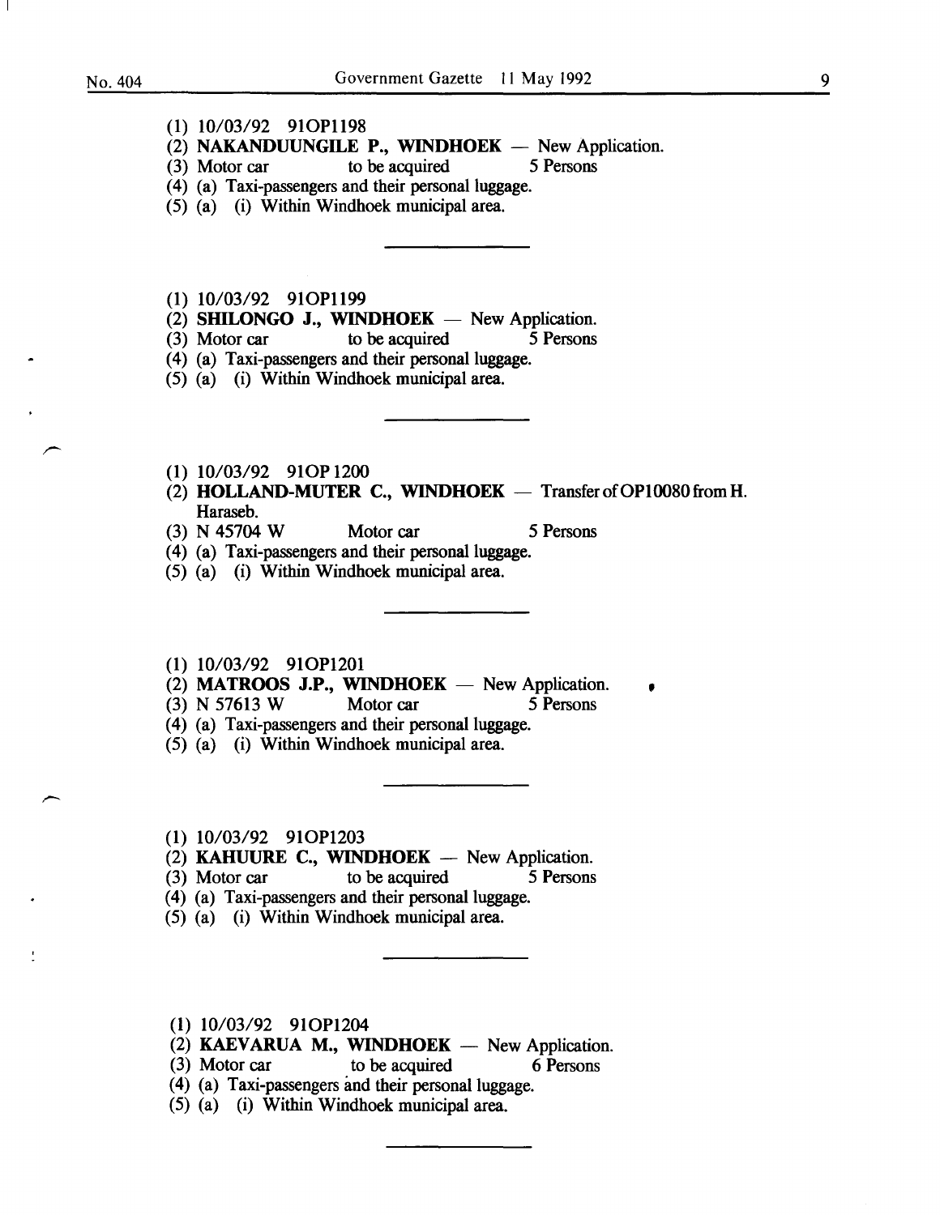(1) 10/03/92 91OP1198
(2) **NAKANDUUNGILE P., WINDHOEK** — New Application.
(3) Motor car to be acquired 5 Persons
(4) (a) Taxi-passengers and their personal luggage.
(5) (a) (i) Within Windhoek municipal area.

---

(1) 10/03/92 91OP1199
(2) **SHILONGO J., WINDHOEK** — New Application.
(3) Motor car to be acquired 5 Persons
(4) (a) Taxi-passengers and their personal luggage.
(5) (a) (i) Within Windhoek municipal area.

---

(1) 10/03/92 91OP 1200
(2) **HOLLAND-MUTER C., WINDHOEK** — Transfer of OP10080 from H. Haraseb.
(3) N 45704 W Motor car 5 Persons
(4) (a) Taxi-passengers and their personal luggage.
(5) (a) (i) Within Windhoek municipal area.

---

(1) 10/03/92 91OP1201
(2) **MATROOS J.P., WINDHOEK** — New Application.
(3) N 57613 W Motor car 5 Persons
(4) (a) Taxi-passengers and their personal luggage.
(5) (a) (i) Within Windhoek municipal area.

---

(1) 10/03/92 91OP1203
(2) **KAHUURE C., WINDHOEK** — New Application.
(3) Motor car to be acquired 5 Persons
(4) (a) Taxi-passengers and their personal luggage.
(5) (a) (i) Within Windhoek municipal area.

---

(1) 10/03/92 91OP1204
(2) **KAEVARUA M., WINDHOEK** — New Application.
(3) Motor car to be acquired 6 Persons
(4) (a) Taxi-passengers and their personal luggage.
(5) (a) (i) Within Windhoek municipal area.

---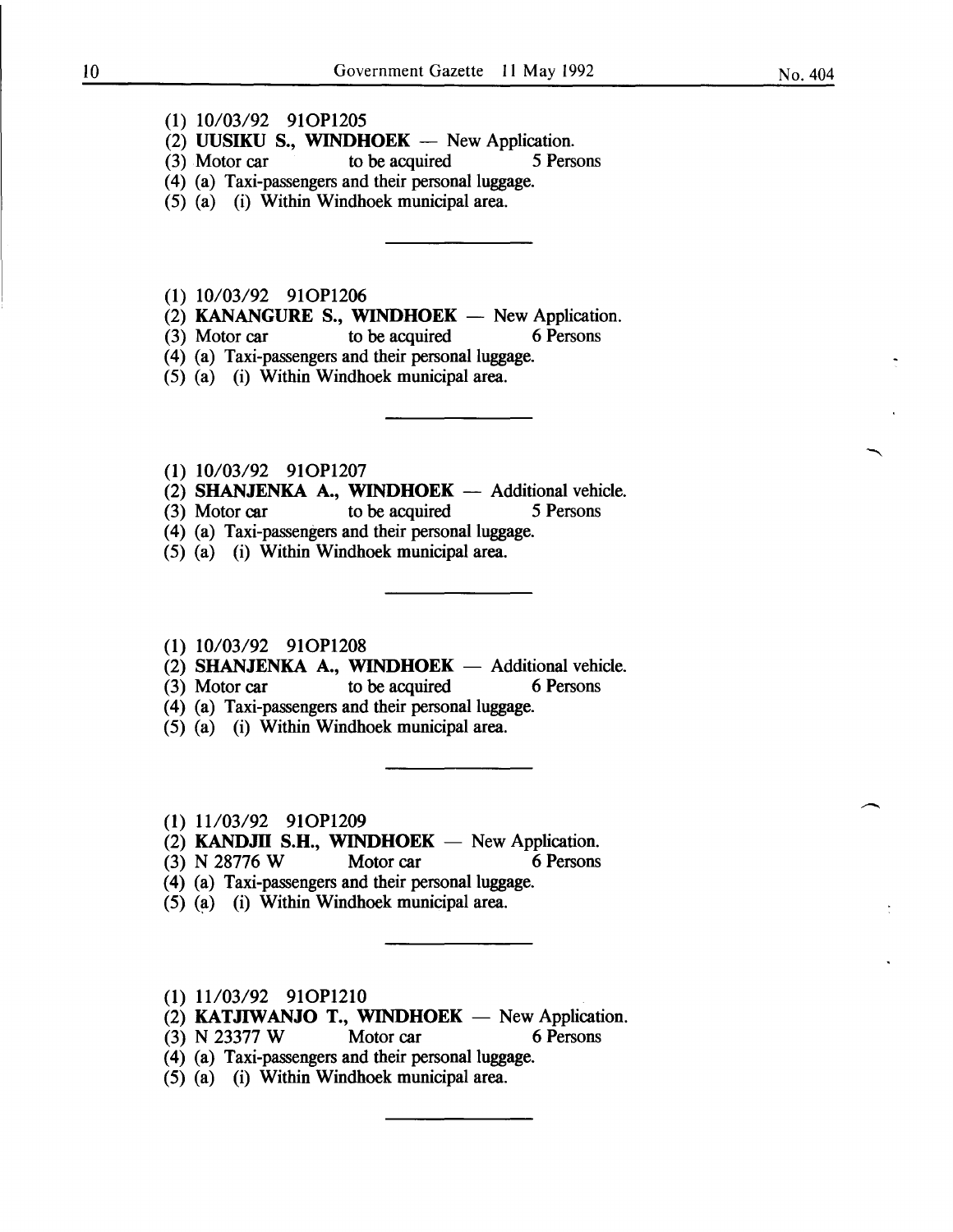(1) 10/03/92 91OP1205

(2) **UUSIKU S., WINDHOEK** — New Application.

(3) Motor car to be acquired 5 Persons

(4) (a) Taxi-passengers and their personal luggage.

(5) (a) (i) Within Windhoek municipal area.

---

(1) 10/03/92 91OP1206

(2) **KANANGURE S., WINDHOEK** — New Application.

(3) Motor car to be acquired 6 Persons

(4) (a) Taxi-passengers and their personal luggage.

(5) (a) (i) Within Windhoek municipal area.

---

(1) 10/03/92 91OP1207

(2) **SHANJENKA A., WINDHOEK** — Additional vehicle.

(3) Motor car to be acquired 5 Persons

(4) (a) Taxi-passengers and their personal luggage.

(5) (a) (i) Within Windhoek municipal area.

---

(1) 10/03/92 91OP1208

(2) **SHANJENKA A., WINDHOEK** — Additional vehicle.

(3) Motor car to be acquired 6 Persons

(4) (a) Taxi-passengers and their personal luggage.

(5) (a) (i) Within Windhoek municipal area.

---

(1) 11/03/92 91OP1209

(2) **KANDJII S.H., WINDHOEK** — New Application.

(3) N 28776 W Motor car 6 Persons

(4) (a) Taxi-passengers and their personal luggage.

(5) (a) (i) Within Windhoek municipal area.

---

(1) 11/03/92 91OP1210

(2) **KATJIWANJO T., WINDHOEK** — New Application.

(3) N 23377 W Motor car 6 Persons

(4) (a) Taxi-passengers and their personal luggage.

(5) (a) (i) Within Windhoek municipal area.

---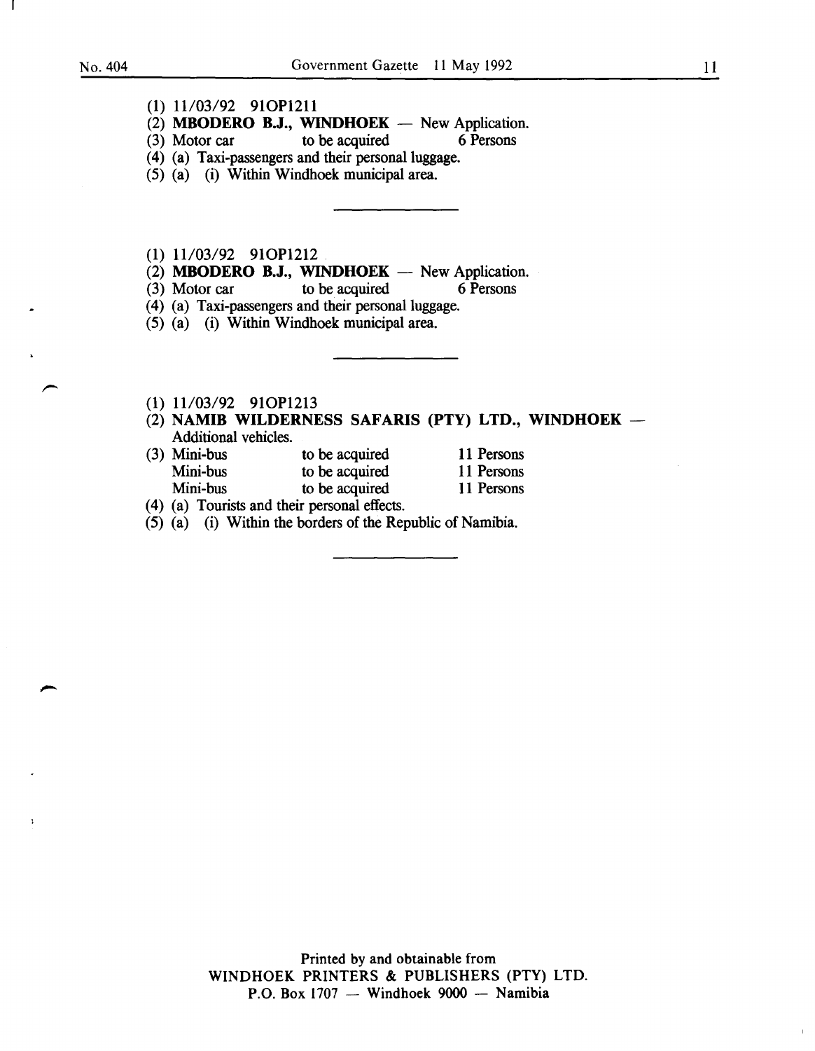(1) 11/03/92 91OP1211
(2) **MBODERO B.J., WINDHOEK** — New Application.
(3) Motor car to be acquired 6 Persons
(4) (a) Taxi-passengers and their personal luggage.
(5) (a) (i) Within Windhoek municipal area.

---

(1) 11/03/92 91OP1212
(2) **MBODERO B.J., WINDHOEK** — New Application.
(3) Motor car to be acquired 6 Persons
(4) (a) Taxi-passengers and their personal luggage.
(5) (a) (i) Within Windhoek municipal area.

---

(1) 11/03/92 91OP1213
(2) **NAMIB WILDERNESS SAFARIS (PTY) LTD., WINDHOEK** — Additional vehicles.
(3) Mini-bus to be acquired 11 Persons
Mini-bus to be acquired 11 Persons
Mini-bus to be acquired 11 Persons
(4) (a) Tourists and their personal effects.
(5) (a) (i) Within the borders of the Republic of Namibia.

---

Printed by and obtainable from
WINDHOEK PRINTERS & PUBLISHERS (PTY) LTD.
P.O. Box 1707 — Windhoek 9000 — Namibia